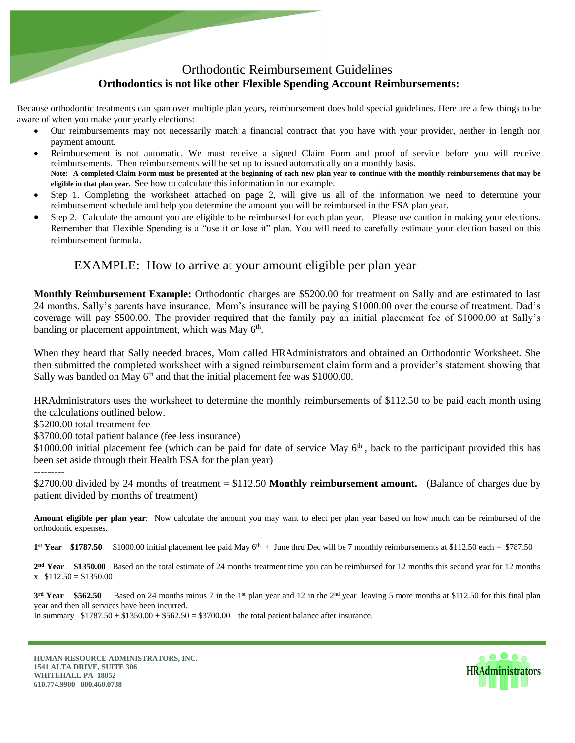# Orthodontic Reimbursement Guidelines

## Orthodontics is not like other Flexible Spending Account Reimbursements:

Because orthodontic treatments can span over multiple plan years, reimbursement does hold special guidelines. Here are a few things to be aware of when you make your yearly elections:

- Our reimbursements may not necessarily match a financial contract that you have with your provider, neither in length nor payment amount.
- Reimbursement is not automatic. We must receive a signed Claim Form and proof of service before you will receive reimbursements. Then reimbursements will be set up to issued automatically on a monthly basis.
  **Note: A completed Claim Form must be presented at the beginning of each new plan year to continue with the monthly reimbursements that may be eligible in that plan year.** See how to calculate this information in our example.
- Step 1. Completing the worksheet attached on page 2, will give us all of the information we need to determine your reimbursement schedule and help you determine the amount you will be reimbursed in the FSA plan year.
- Step 2. Calculate the amount you are eligible to be reimbursed for each plan year. Please use caution in making your elections. Remember that Flexible Spending is a "use it or lose it" plan. You will need to carefully estimate your election based on this reimbursement formula.

## EXAMPLE: How to arrive at your amount eligible per plan year

**Monthly Reimbursement Example:** Orthodontic charges are $5200.00 for treatment on Sally and are estimated to last 24 months. Sally's parents have insurance. Mom's insurance will be paying $1000.00 over the course of treatment. Dad's coverage will pay $500.00. The provider required that the family pay an initial placement fee of $1000.00 at Sally's banding or placement appointment, which was May 6th.

When they heard that Sally needed braces, Mom called HRAdministrators and obtained an Orthodontic Worksheet. She then submitted the completed worksheet with a signed reimbursement claim form and a provider's statement showing that Sally was banded on May 6th and that the initial placement fee was $1000.00.

HRAdministrators uses the worksheet to determine the monthly reimbursements of $112.50 to be paid each month using the calculations outlined below.

$5200.00 total treatment fee

$3700.00 total patient balance (fee less insurance)

$1000.00 initial placement fee (which can be paid for date of service May 6th , back to the participant provided this has been set aside through their Health FSA for the plan year)

---------

$2700.00 divided by 24 months of treatment = $112.50 **Monthly reimbursement amount.** (Balance of charges due by patient divided by months of treatment)

**Amount eligible per plan year**: Now calculate the amount you may want to elect per plan year based on how much can be reimbursed of the orthodontic expenses.

**1st Year $1787.50** $1000.00 initial placement fee paid May 6th + June thru Dec will be 7 monthly reimbursements at $112.50 each = $787.50

**2nd Year $1350.00** Based on the total estimate of 24 months treatment time you can be reimbursed for 12 months this second year for 12 months x $112.50 = $1350.00

**3rd Year $562.50** Based on 24 months minus 7 in the 1st plan year and 12 in the 2nd year leaving 5 more months at $112.50 for this final plan year and then all services have been incurred.

In summary $1787.50 + $1350.00 + $562.50 = $3700.00 the total patient balance after insurance.

**HUMAN RESOURCE ADMINISTRATORS, INC.**
**1541 ALTA DRIVE, SUITE 306**
**WHITEHALL PA 18052**
**610.774.9900 800.460.0738**

HRAdministrators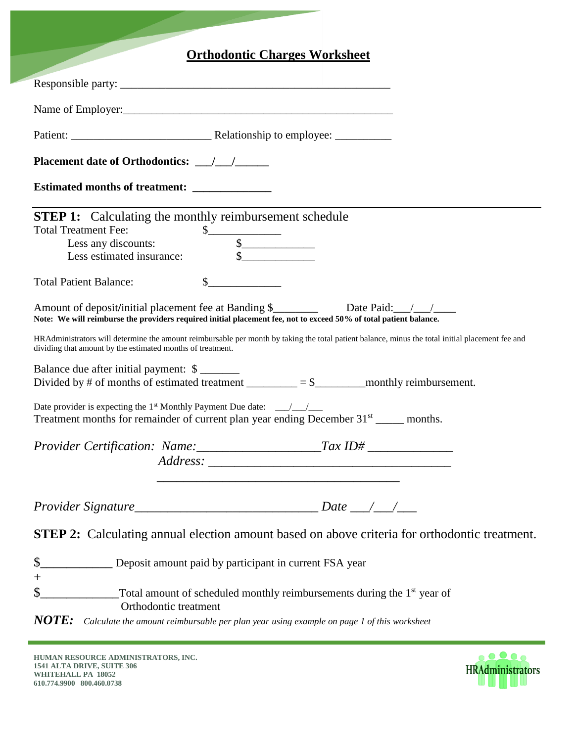# Orthodontic Charges Worksheet

Responsible party: ________________________________________________

Name of Employer:________________________________________________

Patient: ________________________ Relationship to employee: __________

**Placement date of Orthodontics: \_\_\_/\_\_\_/\_\_\_\_\_\_**

**Estimated months of treatment: \_\_\_\_\_\_\_\_\_\_\_\_\_\_**

---

**STEP 1:** Calculating the monthly reimbursement schedule

Total Treatment Fee: $_____________

Less any discounts: $_____________

Less estimated insurance: $_____________

Total Patient Balance: $_____________

Amount of deposit/initial placement fee at Banding $________ Date Paid:\_\_\_/\_\_\_/\_\_\_\_

**Note: We will reimburse the providers required initial placement fee, not to exceed 50% of total patient balance.**

HRAdministrators will determine the amount reimbursable per month by taking the total patient balance, minus the total initial placement fee and dividing that amount by the estimated months of treatment.

Balance due after initial payment: $ _______

Divided by # of months of estimated treatment _________ = $_________monthly reimbursement.

Date provider is expecting the 1st Monthly Payment Due date: \_\_\_/\_\_\_/\_\_\_

Treatment months for remainder of current plan year ending December 31st _____ months.

*Provider Certification: Name:\_\_\_\_\_\_\_\_\_\_\_\_\_\_\_\_\_\_\_Tax ID# \_\_\_\_\_\_\_\_\_\_\_\_\_\_*

*Address: \_\_\_\_\_\_\_\_\_\_\_\_\_\_\_\_\_\_\_\_\_\_\_\_\_\_\_\_\_\_\_\_\_\_\_\_\_\_\_*

\_\_\_\_\_\_\_\_\_\_\_\_\_\_\_\_\_\_\_\_\_\_\_\_\_\_\_\_\_\_\_\_\_\_\_\_\_\_\_

*Provider Signature\_\_\_\_\_\_\_\_\_\_\_\_\_\_\_\_\_\_\_\_\_\_\_\_\_\_\_\_\_ Date \_\_\_/\_\_\_/\_\_\_*

**STEP 2:** Calculating annual election amount based on above criteria for orthodontic treatment.

$____________ Deposit amount paid by participant in current FSA year

+

$_____________Total amount of scheduled monthly reimbursements during the 1st year of Orthodontic treatment

***NOTE:*** *Calculate the amount reimbursable per plan year using example on page 1 of this worksheet*

---

**HUMAN RESOURCE ADMINISTRATORS, INC.**
**1541 ALTA DRIVE, SUITE 306**
**WHITEHALL PA 18052**
**610.774.9900 800.460.0738**

HRAdministrators